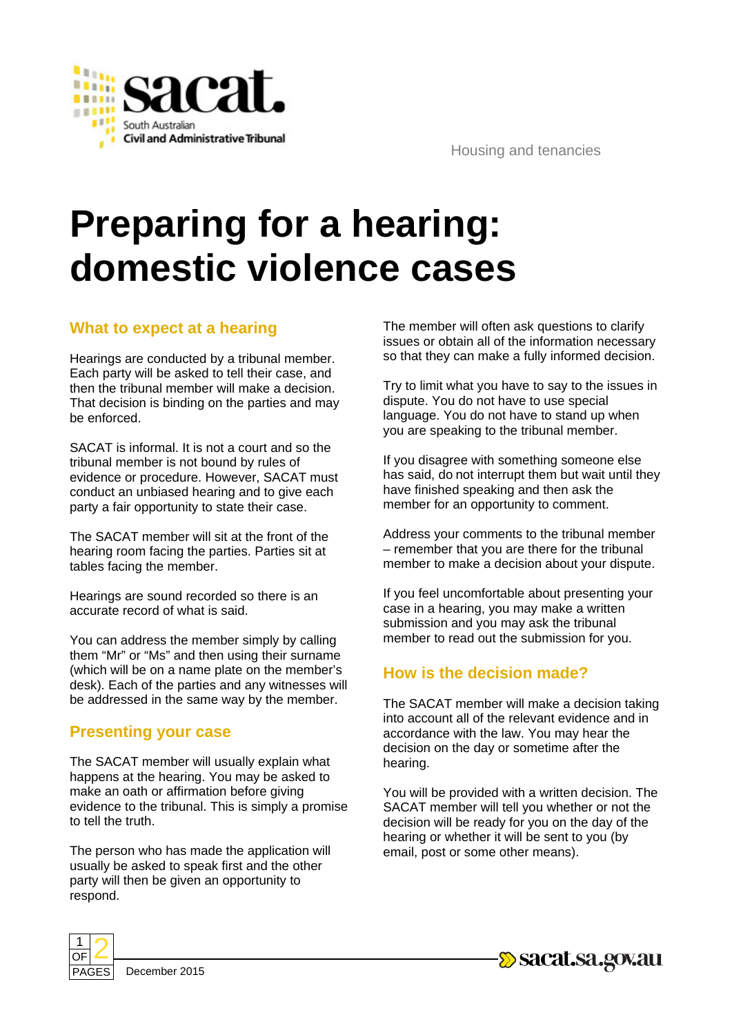Housing and tenancies

# Preparing for a hearing: domestic violence cases

## What to expect at a hearing

Hearings are conducted by a tribunal member. Each party will be asked to tell their case, and then the tribunal member will make a decision. That decision is binding on the parties and may be enforced.

SACAT is informal. It is not a court and so the tribunal member is not bound by rules of evidence or procedure. However, SACAT must conduct an unbiased hearing and to give each party a fair opportunity to state their case.

The SACAT member will sit at the front of the hearing room facing the parties. Parties sit at tables facing the member.

Hearings are sound recorded so there is an accurate record of what is said.

You can address the member simply by calling them "Mr" or "Ms" and then using their surname (which will be on a name plate on the member's desk). Each of the parties and any witnesses will be addressed in the same way by the member.

## Presenting your case

The SACAT member will usually explain what happens at the hearing. You may be asked to make an oath or affirmation before giving evidence to the tribunal. This is simply a promise to tell the truth.

The person who has made the application will usually be asked to speak first and the other party will then be given an opportunity to respond.

The member will often ask questions to clarify issues or obtain all of the information necessary so that they can make a fully informed decision.

Try to limit what you have to say to the issues in dispute. You do not have to use special language. You do not have to stand up when you are speaking to the tribunal member.

If you disagree with something someone else has said, do not interrupt them but wait until they have finished speaking and then ask the member for an opportunity to comment.

Address your comments to the tribunal member – remember that you are there for the tribunal member to make a decision about your dispute.

If you feel uncomfortable about presenting your case in a hearing, you may make a written submission and you may ask the tribunal member to read out the submission for you.

## How is the decision made?

The SACAT member will make a decision taking into account all of the relevant evidence and in accordance with the law. You may hear the decision on the day or sometime after the hearing.

You will be provided with a written decision. The SACAT member will tell you whether or not the decision will be ready for you on the day of the hearing or whether it will be sent to you (by email, post or some other means).

December 2015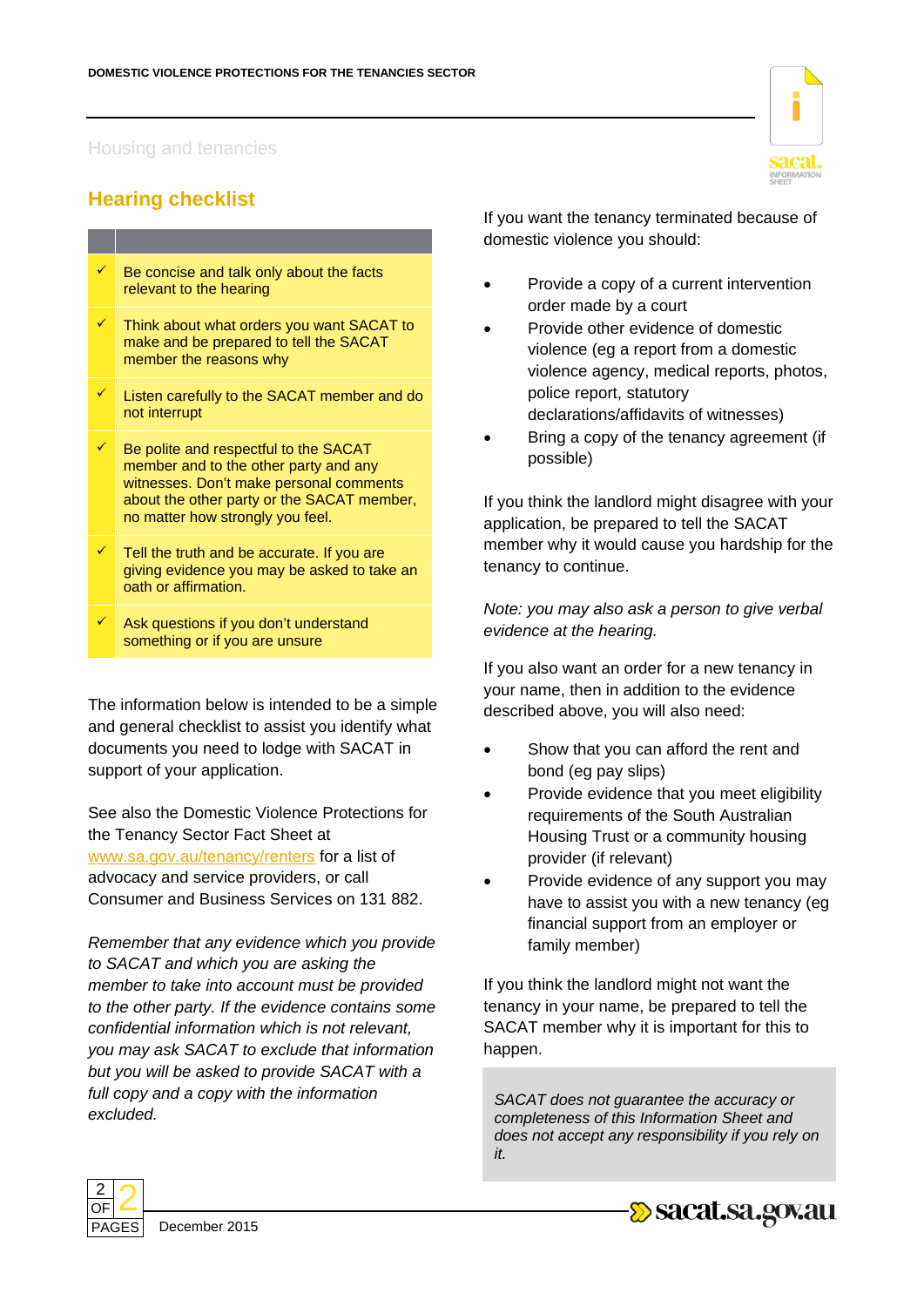Housing and tenancies

## Hearing checklist

| | |
|---|---|
| ✓ | Be concise and talk only about the facts relevant to the hearing |
| ✓ | Think about what orders you want SACAT to make and be prepared to tell the SACAT member the reasons why |
| ✓ | Listen carefully to the SACAT member and do not interrupt |
| ✓ | Be polite and respectful to the SACAT member and to the other party and any witnesses. Don't make personal comments about the other party or the SACAT member, no matter how strongly you feel. |
| ✓ | Tell the truth and be accurate. If you are giving evidence you may be asked to take an oath or affirmation. |
| ✓ | Ask questions if you don't understand something or if you are unsure |

The information below is intended to be a simple and general checklist to assist you identify what documents you need to lodge with SACAT in support of your application.

See also the Domestic Violence Protections for the Tenancy Sector Fact Sheet at www.sa.gov.au/tenancy/renters for a list of advocacy and service providers, or call Consumer and Business Services on 131 882.

*Remember that any evidence which you provide to SACAT and which you are asking the member to take into account must be provided to the other party. If the evidence contains some confidential information which is not relevant, you may ask SACAT to exclude that information but you will be asked to provide SACAT with a full copy and a copy with the information excluded.*

If you want the tenancy terminated because of domestic violence you should:

- Provide a copy of a current intervention order made by a court
- Provide other evidence of domestic violence (eg a report from a domestic violence agency, medical reports, photos, police report, statutory declarations/affidavits of witnesses)
- Bring a copy of the tenancy agreement (if possible)

If you think the landlord might disagree with your application, be prepared to tell the SACAT member why it would cause you hardship for the tenancy to continue.

*Note: you may also ask a person to give verbal evidence at the hearing.*

If you also want an order for a new tenancy in your name, then in addition to the evidence described above, you will also need:

- Show that you can afford the rent and bond (eg pay slips)
- Provide evidence that you meet eligibility requirements of the South Australian Housing Trust or a community housing provider (if relevant)
- Provide evidence of any support you may have to assist you with a new tenancy (eg financial support from an employer or family member)

If you think the landlord might not want the tenancy in your name, be prepared to tell the SACAT member why it is important for this to happen.

*SACAT does not guarantee the accuracy or completeness of this Information Sheet and does not accept any responsibility if you rely on it.*

December 2015